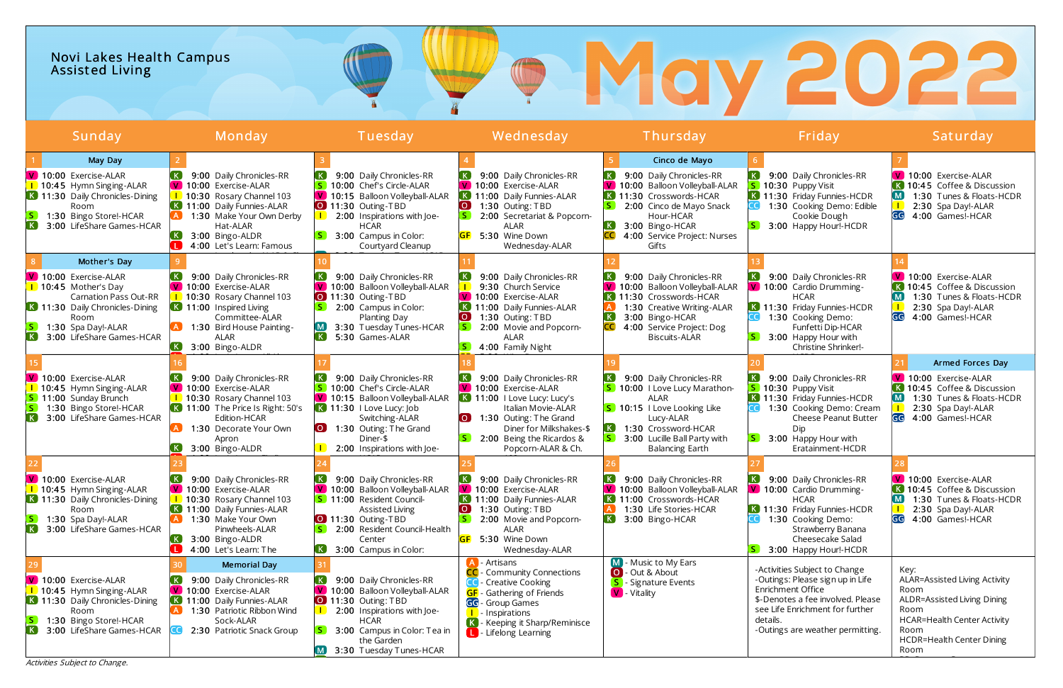# Novi Lakes Health Campus
## Assisted Living

# May 2022

| Sunday | Monday | Tuesday | Wednesday | Thursday | Friday | Saturday |
|---|---|---|---|---|---|---|
| **1** May Day<br>V 10:00 Exercise-ALAR<br>I 10:45 Hymn Singing-ALAR<br>K 11:30 Daily Chronicles-Dining Room<br>S 1:30 Bingo Store!-HCAR<br>K 3:00 LifeShare Games-HCAR | **2**<br>K 9:00 Daily Chronicles-RR<br>V 10:00 Exercise-ALAR<br>I 10:30 Rosary Channel 103<br>K 11:00 Daily Funnies-ALAR<br>A 1:30 Make Your Own Derby Hat-ALAR<br>K 3:00 Bingo-ALDR<br>L 4:00 Let's Learn: Famous | **3**<br>K 9:00 Daily Chronicles-RR<br>S 10:00 Chef's Circle-ALAR<br>V 10:15 Balloon Volleyball-ALAR<br>O 11:30 Outing-TBD<br>I 2:00 Inspirations with Joe-HCAR<br>S 3:00 Campus in Color: Courtyard Cleanup | **4**<br>K 9:00 Daily Chronicles-RR<br>V 10:00 Exercise-ALAR<br>K 11:00 Daily Funnies-ALAR<br>O 1:30 Outing: TBD<br>S 2:00 Secretariat & Popcorn-ALAR<br>GF 5:30 Wine Down Wednesday-ALAR | **5** Cinco de Mayo<br>K 9:00 Daily Chronicles-RR<br>V 10:00 Balloon Volleyball-ALAR<br>K 11:30 Crosswords-HCAR<br>S 2:00 Cinco de Mayo Snack Hour-HCAR<br>K 3:00 Bingo-HCAR<br>CC 4:00 Service Project: Nurses Gifts | **6**<br>K 9:00 Daily Chronicles-RR<br>S 10:30 Puppy Visit<br>K 11:30 Friday Funnies-HCDR<br>CC 1:30 Cooking Demo: Edible Cookie Dough<br>S 3:00 Happy Hour!-HCDR | **7**<br>V 10:00 Exercise-ALAR<br>K 10:45 Coffee & Discussion<br>M 1:30 Tunes & Floats-HCDR<br>I 2:30 Spa Day!-ALAR<br>GG 4:00 Games!-HCAR |
| **8** Mother's Day<br>V 10:00 Exercise-ALAR<br>I 10:45 Mother's Day Carnation Pass Out-RR<br>K 11:30 Daily Chronicles-Dining Room<br>S 1:30 Spa Day!-ALAR<br>K 3:00 LifeShare Games-HCAR | **9**<br>K 9:00 Daily Chronicles-RR<br>V 10:00 Exercise-ALAR<br>I 10:30 Rosary Channel 103<br>K 11:00 Inspired Living Committee-ALAR<br>A 1:30 Bird House Painting-ALAR<br>K 3:00 Bingo-ALDR | **10**<br>K 9:00 Daily Chronicles-RR<br>V 10:00 Balloon Volleyball-ALAR<br>O 11:30 Outing-TBD<br>S 2:00 Campus in Color: Planting Day<br>M 3:30 Tuesday Tunes-HCAR<br>K 5:30 Games-ALAR | **11**<br>K 9:00 Daily Chronicles-RR<br>I 9:30 Church Service<br>V 10:00 Exercise-ALAR<br>K 11:00 Daily Funnies-ALAR<br>O 1:30 Outing: TBD<br>S 2:00 Movie and Popcorn-ALAR<br>S 4:00 Family Night | **12**<br>K 9:00 Daily Chronicles-RR<br>V 10:00 Balloon Volleyball-ALAR<br>K 11:30 Crosswords-HCAR<br>A 1:30 Creative Writing-ALAR<br>K 3:00 Bingo-HCAR<br>CC 4:00 Service Project: Dog Biscuits-ALAR | **13**<br>K 9:00 Daily Chronicles-RR<br>V 10:00 Cardio Drumming-HCAR<br>K 11:30 Friday Funnies-HCDR<br>CC 1:30 Cooking Demo: Funfetti Dip-HCAR<br>S 3:00 Happy Hour with Christine Shrinker!- | **14**<br>V 10:00 Exercise-ALAR<br>K 10:45 Coffee & Discussion<br>M 1:30 Tunes & Floats-HCDR<br>I 2:30 Spa Day!-ALAR<br>GG 4:00 Games!-HCAR |
| **15**<br>V 10:00 Exercise-ALAR<br>I 10:45 Hymn Singing-ALAR<br>S 11:00 Sunday Brunch<br>S 1:30 Bingo Store!-HCAR<br>K 3:00 LifeShare Games-HCAR | **16**<br>K 9:00 Daily Chronicles-RR<br>V 10:00 Exercise-ALAR<br>I 10:30 Rosary Channel 103<br>K 11:00 The Price Is Right: 50's Edition-HCAR<br>A 1:30 Decorate Your Own Apron<br>K 3:00 Bingo-ALDR | **17**<br>K 9:00 Daily Chronicles-RR<br>S 10:00 Chef's Circle-ALAR<br>V 10:15 Balloon Volleyball-ALAR<br>K 11:30 I Love Lucy: Job Switching-ALAR<br>O 1:30 Outing: The Grand Diner-$<br>I 2:00 Inspirations with Joe- | **18**<br>K 9:00 Daily Chronicles-RR<br>V 10:00 Exercise-ALAR<br>K 11:00 I Love Lucy: Lucy's Italian Movie-ALAR<br>O 1:30 Outing: The Grand Diner for Milkshakes-$<br>S 2:00 Being the Ricardos & Popcorn-ALAR & Ch. | **19**<br>K 9:00 Daily Chronicles-RR<br>S 10:00 I Love Lucy Marathon-ALAR<br>S 10:15 I Love Looking Like Lucy-ALAR<br>K 1:30 Crossword-HCAR<br>S 3:00 Lucille Ball Party with Balancing Earth | **20**<br>K 9:00 Daily Chronicles-RR<br>S 10:30 Puppy Visit<br>K 11:30 Friday Funnies-HCDR<br>CC 1:30 Cooking Demo: Cream Cheese Peanut Butter Dip<br>S 3:00 Happy Hour with Eratainment-HCDR | **21** Armed Forces Day<br>V 10:00 Exercise-ALAR<br>K 10:45 Coffee & Discussion<br>M 1:30 Tunes & Floats-HCDR<br>I 2:30 Spa Day!-ALAR<br>GG 4:00 Games!-HCAR |
| **22**<br>V 10:00 Exercise-ALAR<br>I 10:45 Hymn Singing-ALAR<br>K 11:30 Daily Chronicles-Dining Room<br>S 1:30 Spa Day!-ALAR<br>K 3:00 LifeShare Games-HCAR | **23**<br>K 9:00 Daily Chronicles-RR<br>V 10:00 Exercise-ALAR<br>I 10:30 Rosary Channel 103<br>K 11:00 Daily Funnies-ALAR<br>A 1:30 Make Your Own Pinwheels-ALAR<br>K 3:00 Bingo-ALDR<br>L 4:00 Let's Learn: The | **24**<br>K 9:00 Daily Chronicles-RR<br>V 10:00 Balloon Volleyball-ALAR<br>S 11:00 Resident Council-Assisted Living<br>O 11:30 Outing-TBD<br>S 2:00 Resident Council-Health Center<br>K 3:00 Campus in Color: | **25**<br>K 9:00 Daily Chronicles-RR<br>V 10:00 Exercise-ALAR<br>K 11:00 Daily Funnies-ALAR<br>O 1:30 Outing: TBD<br>S 2:00 Movie and Popcorn-ALAR<br>GF 5:30 Wine Down Wednesday-ALAR | **26**<br>K 9:00 Daily Chronicles-RR<br>V 10:00 Balloon Volleyball-ALAR<br>K 11:00 Crosswords-HCAR<br>A 1:30 Life Stories-HCAR<br>K 3:00 Bingo-HCAR | **27**<br>K 9:00 Daily Chronicles-RR<br>V 10:00 Cardio Drumming-HCAR<br>K 11:30 Friday Funnies-HCDR<br>CC 1:30 Cooking Demo: Strawberry Banana Cheesecake Salad<br>S 3:00 Happy Hour!-HCDR | **28**<br>V 10:00 Exercise-ALAR<br>K 10:45 Coffee & Discussion<br>M 1:30 Tunes & Floats-HCDR<br>I 2:30 Spa Day!-ALAR<br>GG 4:00 Games!-HCAR |
| **29**<br>V 10:00 Exercise-ALAR<br>I 10:45 Hymn Singing-ALAR<br>K 11:30 Daily Chronicles-Dining Room<br>S 1:30 Bingo Store!-HCAR<br>K 3:00 LifeShare Games-HCAR | **30** Memorial Day<br>K 9:00 Daily Chronicles-RR<br>V 10:00 Exercise-ALAR<br>K 11:00 Daily Funnies-ALAR<br>A 1:30 Patriotic Ribbon Wind Sock-ALAR<br>CC 2:30 Patriotic Snack Group | **31**<br>K 9:00 Daily Chronicles-RR<br>V 10:00 Balloon Volleyball-ALAR<br>O 11:30 Outing: TBD<br>I 2:00 Inspirations with Joe-HCAR<br>S 3:00 Campus in Color: Tea in the Garden<br>M 3:30 Tuesday Tunes-HCAR | A - Artisans<br>CC - Community Connections<br>CC - Creative Cooking<br>GF - Gathering of Friends<br>GG - Group Games<br>I - Inspirations<br>K - Keeping it Sharp/Reminisce<br>L - Lifelong Learning | M - Music to My Ears<br>O - Out & About<br>S - Signature Events<br>V - Vitality | -Activities Subject to Change<br>-Outings: Please sign up in Life Enrichment Office<br>$-Denotes a fee involved. Please see Life Enrichment for further details.<br>-Outings are weather permitting. | Key:<br>ALAR=Assisted Living Activity Room<br>ALDR=Assisted Living Dining Room<br>HCAR=Health Center Activity Room<br>HCDR=Health Center Dining Room |

*Activities Subject to Change.*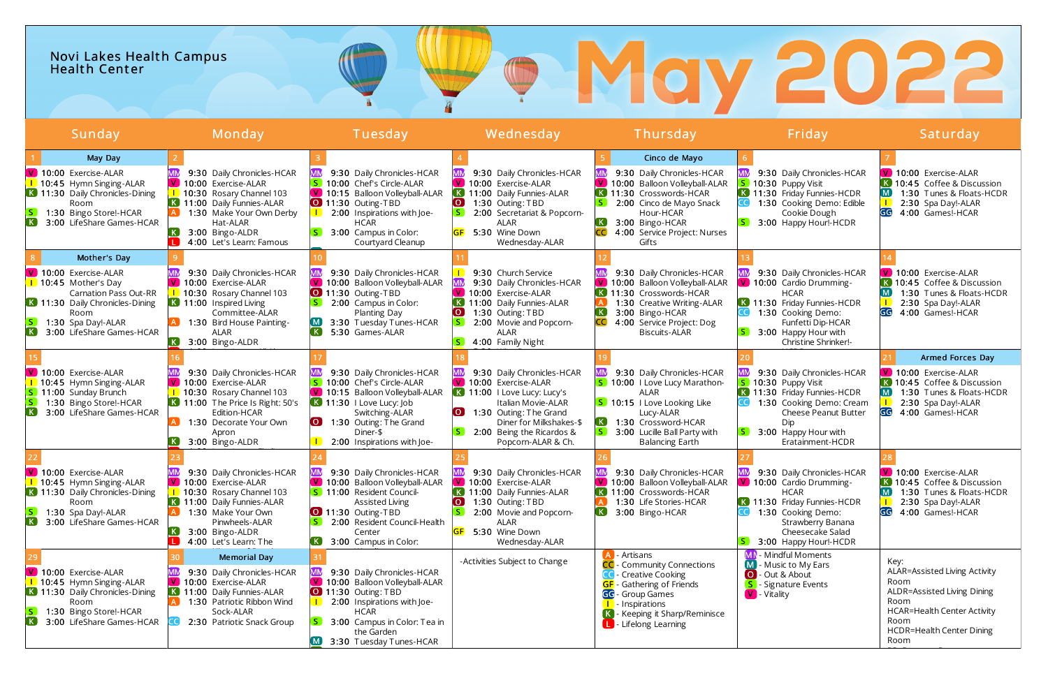Novi Lakes Health Campus
Health Center

# May 2022

| Sunday | Monday | Tuesday | Wednesday | Thursday | Friday | Saturday |
|---|---|---|---|---|---|---|
| 1 **May Day**<br>V 10:00 Exercise-ALAR<br>I 10:45 Hymn Singing-ALAR<br>K 11:30 Daily Chronicles-Dining Room<br>S 1:30 Bingo Store!-HCAR<br>K 3:00 LifeShare Games-HCAR | 2<br>MM 9:30 Daily Chronicles-HCAR<br>V 10:00 Exercise-ALAR<br>I 10:30 Rosary Channel 103<br>K 11:00 Daily Funnies-ALAR<br>A 1:30 Make Your Own Derby Hat-ALAR<br>K 3:00 Bingo-ALDR<br>L 4:00 Let's Learn: Famous | 3<br>MM 9:30 Daily Chronicles-HCAR<br>S 10:00 Chef's Circle-ALAR<br>V 10:15 Balloon Volleyball-ALAR<br>O 11:30 Outing-TBD<br>I 2:00 Inspirations with Joe-HCAR<br>S 3:00 Campus in Color: Courtyard Cleanup | 4<br>MM 9:30 Daily Chronicles-HCAR<br>V 10:00 Exercise-ALAR<br>K 11:00 Daily Funnies-ALAR<br>O 1:30 Outing: TBD<br>S 2:00 Secretariat & Popcorn-ALAR<br>GF 5:30 Wine Down Wednesday-ALAR | 5 **Cinco de Mayo**<br>MM 9:30 Daily Chronicles-HCAR<br>V 10:00 Balloon Volleyball-ALAR<br>K 11:30 Crosswords-HCAR<br>S 2:00 Cinco de Mayo Snack Hour-HCAR<br>K 3:00 Bingo-HCAR<br>CC 4:00 Service Project: Nurses Gifts | 6<br>MM 9:30 Daily Chronicles-HCAR<br>S 10:30 Puppy Visit<br>K 11:30 Friday Funnies-HCDR<br>CC 1:30 Cooking Demo: Edible Cookie Dough<br>S 3:00 Happy Hour!-HCDR | 7<br>V 10:00 Exercise-ALAR<br>K 10:45 Coffee & Discussion<br>M 1:30 Tunes & Floats-HCDR<br>I 2:30 Spa Day!-ALAR<br>GG 4:00 Games!-HCAR |
| 8 **Mother's Day**<br>V 10:00 Exercise-ALAR<br>I 10:45 Mother's Day Carnation Pass Out-RR<br>K 11:30 Daily Chronicles-Dining Room<br>S 1:30 Spa Day!-ALAR<br>K 3:00 LifeShare Games-HCAR | 9<br>MM 9:30 Daily Chronicles-HCAR<br>V 10:00 Exercise-ALAR<br>I 10:30 Rosary Channel 103<br>K 11:00 Inspired Living Committee-ALAR<br>A 1:30 Bird House Painting-ALAR<br>K 3:00 Bingo-ALDR | 10<br>MM 9:30 Daily Chronicles-HCAR<br>V 10:00 Balloon Volleyball-ALAR<br>O 11:30 Outing-TBD<br>S 2:00 Campus in Color: Planting Day<br>M 3:30 Tuesday Tunes-HCAR<br>K 5:30 Games-ALAR | 11<br>I 9:30 Church Service<br>MM 9:30 Daily Chronicles-HCAR<br>V 10:00 Exercise-ALAR<br>K 11:00 Daily Funnies-ALAR<br>O 1:30 Outing: TBD<br>S 2:00 Movie and Popcorn-ALAR<br>S 4:00 Family Night | 12<br>MM 9:30 Daily Chronicles-HCAR<br>V 10:00 Balloon Volleyball-ALAR<br>K 11:30 Crosswords-HCAR<br>A 1:30 Creative Writing-ALAR<br>K 3:00 Bingo-HCAR<br>CC 4:00 Service Project: Dog Biscuits-ALAR | 13<br>MM 9:30 Daily Chronicles-HCAR<br>V 10:00 Cardio Drumming-HCAR<br>K 11:30 Friday Funnies-HCDR<br>CC 1:30 Cooking Demo: Funfetti Dip-HCAR<br>S 3:00 Happy Hour with Christine Shrinker!- | 14<br>V 10:00 Exercise-ALAR<br>K 10:45 Coffee & Discussion<br>M 1:30 Tunes & Floats-HCDR<br>I 2:30 Spa Day!-ALAR<br>GG 4:00 Games!-HCAR |
| 15<br>V 10:00 Exercise-ALAR<br>I 10:45 Hymn Singing-ALAR<br>S 11:00 Sunday Brunch<br>S 1:30 Bingo Store!-HCAR<br>K 3:00 LifeShare Games-HCAR | 16<br>MM 9:30 Daily Chronicles-HCAR<br>V 10:00 Exercise-ALAR<br>I 10:30 Rosary Channel 103<br>K 11:00 The Price Is Right: 50's Edition-HCAR<br>A 1:30 Decorate Your Own Apron<br>K 3:00 Bingo-ALDR | 17<br>MM 9:30 Daily Chronicles-HCAR<br>S 10:00 Chef's Circle-ALAR<br>V 10:15 Balloon Volleyball-ALAR<br>K 11:30 I Love Lucy: Job Switching-ALAR<br>O 1:30 Outing: The Grand Diner-$<br>I 2:00 Inspirations with Joe- | 18<br>MM 9:30 Daily Chronicles-HCAR<br>V 10:00 Exercise-ALAR<br>K 11:00 I Love Lucy: Lucy's Italian Movie-ALAR<br>O 1:30 Outing: The Grand Diner for Milkshakes-$<br>S 2:00 Being the Ricardos & Popcorn-ALAR & Ch. | 19<br>MM 9:30 Daily Chronicles-HCAR<br>S 10:00 I Love Lucy Marathon-ALAR<br>S 10:15 I Love Looking Like Lucy-ALAR<br>K 1:30 Crossword-HCAR<br>S 3:00 Lucille Ball Party with Balancing Earth | 20<br>MM 9:30 Daily Chronicles-HCAR<br>S 10:30 Puppy Visit<br>K 11:30 Friday Funnies-HCDR<br>CC 1:30 Cooking Demo: Cream Cheese Peanut Butter Dip<br>S 3:00 Happy Hour with Eratainment-HCDR | 21 **Armed Forces Day**<br>V 10:00 Exercise-ALAR<br>K 10:45 Coffee & Discussion<br>M 1:30 Tunes & Floats-HCDR<br>I 2:30 Spa Day!-ALAR<br>GG 4:00 Games!-HCAR |
| 22<br>V 10:00 Exercise-ALAR<br>I 10:45 Hymn Singing-ALAR<br>K 11:30 Daily Chronicles-Dining Room<br>S 1:30 Spa Day!-ALAR<br>K 3:00 LifeShare Games-HCAR | 23<br>MM 9:30 Daily Chronicles-HCAR<br>V 10:00 Exercise-ALAR<br>I 10:30 Rosary Channel 103<br>K 11:00 Daily Funnies-ALAR<br>A 1:30 Make Your Own Pinwheels-ALAR<br>K 3:00 Bingo-ALDR<br>L 4:00 Let's Learn: The | 24<br>MM 9:30 Daily Chronicles-HCAR<br>V 10:00 Balloon Volleyball-ALAR<br>S 11:00 Resident Council-Assisted Living<br>O 11:30 Outing-TBD<br>S 2:00 Resident Council-Health Center<br>K 3:00 Campus in Color: | 25<br>MM 9:30 Daily Chronicles-HCAR<br>V 10:00 Exercise-ALAR<br>K 11:00 Daily Funnies-ALAR<br>O 1:30 Outing: TBD<br>S 2:00 Movie and Popcorn-ALAR<br>GF 5:30 Wine Down Wednesday-ALAR | 26<br>MM 9:30 Daily Chronicles-HCAR<br>V 10:00 Balloon Volleyball-ALAR<br>K 11:00 Crosswords-HCAR<br>A 1:30 Life Stories-HCAR<br>K 3:00 Bingo-HCAR | 27<br>MM 9:30 Daily Chronicles-HCAR<br>V 10:00 Cardio Drumming-HCAR<br>K 11:30 Friday Funnies-HCDR<br>CC 1:30 Cooking Demo: Strawberry Banana Cheesecake Salad<br>S 3:00 Happy Hour!-HCDR | 28<br>V 10:00 Exercise-ALAR<br>K 10:45 Coffee & Discussion<br>M 1:30 Tunes & Floats-HCDR<br>I 2:30 Spa Day!-ALAR<br>GG 4:00 Games!-HCAR |
| 29<br>V 10:00 Exercise-ALAR<br>I 10:45 Hymn Singing-ALAR<br>K 11:30 Daily Chronicles-Dining Room<br>S 1:30 Bingo Store!-HCAR<br>K 3:00 LifeShare Games-HCAR | 30 **Memorial Day**<br>MM 9:30 Daily Chronicles-HCAR<br>V 10:00 Exercise-ALAR<br>K 11:00 Daily Funnies-ALAR<br>A 1:30 Patriotic Ribbon Wind Sock-ALAR<br>CC 2:30 Patriotic Snack Group | 31<br>MM 9:30 Daily Chronicles-HCAR<br>V 10:00 Balloon Volleyball-ALAR<br>O 11:30 Outing: TBD<br>I 2:00 Inspirations with Joe-HCAR<br>S 3:00 Campus in Color: Tea in the Garden<br>M 3:30 Tuesday Tunes-HCAR | -Activities Subject to Change | A - Artisans<br>CC - Community Connections<br>CC - Creative Cooking<br>GF - Gathering of Friends<br>GG - Group Games<br>I - Inspirations<br>K - Keeping it Sharp/Reminisce<br>L - Lifelong Learning | MM - Mindful Moments<br>M - Music to My Ears<br>O - Out & About<br>S - Signature Events<br>V - Vitality | Key:<br>ALAR=Assisted Living Activity Room<br>ALDR=Assisted Living Dining Room<br>HCAR=Health Center Activity Room<br>HCDR=Health Center Dining Room |